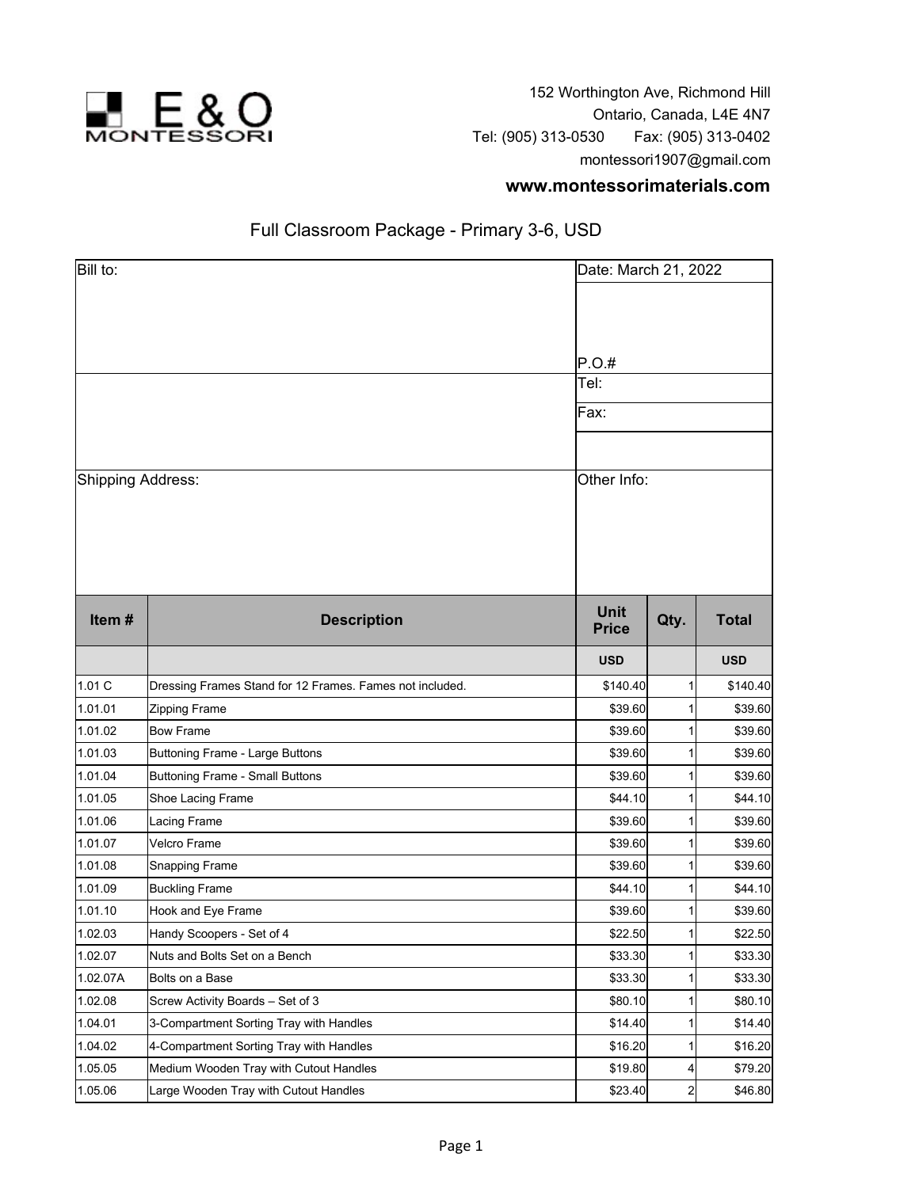E & O MONTESSORI

152 Worthington Ave, Richmond Hill
Ontario, Canada, L4E 4N7
Tel: (905) 313-0530 Fax: (905) 313-0402
montessori1907@gmail.com

**www.montessorimaterials.com**

## Full Classroom Package - Primary 3-6, USD

| Bill to: | Date: March 21, 2022 |
| --- | --- |
| | P.O.# |
| | Tel: |
| | Fax: |
| | |
| Shipping Address: | Other Info: |

| Item # | Description | Unit Price | Qty. | Total |
| --- | --- | --- | --- | --- |
| | | USD | | USD |
| 1.01 C | Dressing Frames Stand for 12 Frames. Fames not included. | $140.40 | 1 | $140.40 |
| 1.01.01 | Zipping Frame | $39.60 | 1 | $39.60 |
| 1.01.02 | Bow Frame | $39.60 | 1 | $39.60 |
| 1.01.03 | Buttoning Frame - Large Buttons | $39.60 | 1 | $39.60 |
| 1.01.04 | Buttoning Frame - Small Buttons | $39.60 | 1 | $39.60 |
| 1.01.05 | Shoe Lacing Frame | $44.10 | 1 | $44.10 |
| 1.01.06 | Lacing Frame | $39.60 | 1 | $39.60 |
| 1.01.07 | Velcro Frame | $39.60 | 1 | $39.60 |
| 1.01.08 | Snapping Frame | $39.60 | 1 | $39.60 |
| 1.01.09 | Buckling Frame | $44.10 | 1 | $44.10 |
| 1.01.10 | Hook and Eye Frame | $39.60 | 1 | $39.60 |
| 1.02.03 | Handy Scoopers - Set of 4 | $22.50 | 1 | $22.50 |
| 1.02.07 | Nuts and Bolts Set on a Bench | $33.30 | 1 | $33.30 |
| 1.02.07A | Bolts on a Base | $33.30 | 1 | $33.30 |
| 1.02.08 | Screw Activity Boards – Set of 3 | $80.10 | 1 | $80.10 |
| 1.04.01 | 3-Compartment Sorting Tray with Handles | $14.40 | 1 | $14.40 |
| 1.04.02 | 4-Compartment Sorting Tray with Handles | $16.20 | 1 | $16.20 |
| 1.05.05 | Medium Wooden Tray with Cutout Handles | $19.80 | 4 | $79.20 |
| 1.05.06 | Large Wooden Tray with Cutout Handles | $23.40 | 2 | $46.80 |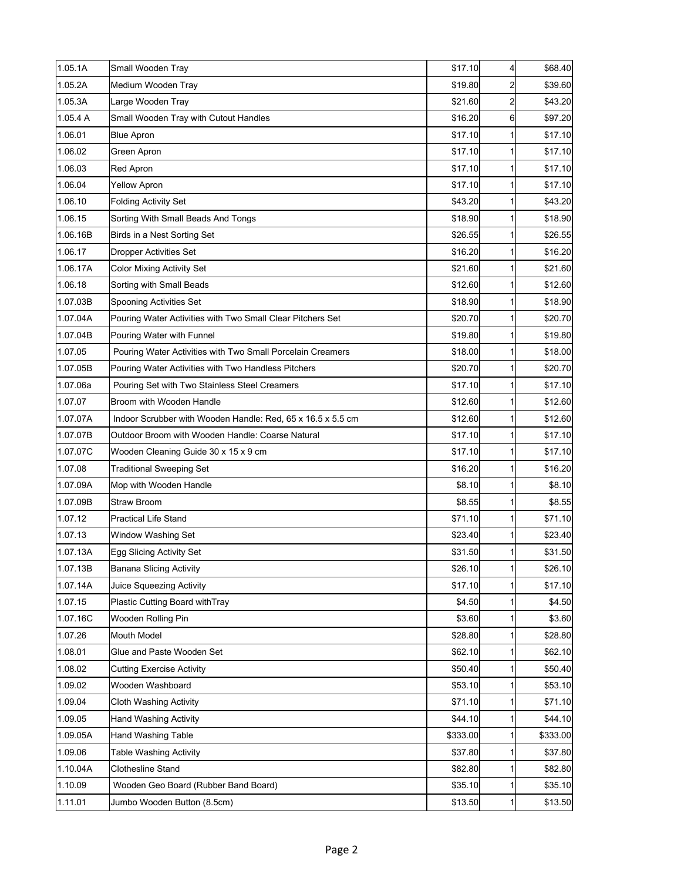| | | | | |
|---|---|---|---|---|
| 1.05.1A | Small Wooden Tray | $17.10 | 4 | $68.40 |
| 1.05.2A | Medium Wooden Tray | $19.80 | 2 | $39.60 |
| 1.05.3A | Large Wooden Tray | $21.60 | 2 | $43.20 |
| 1.05.4 A | Small Wooden Tray with Cutout Handles | $16.20 | 6 | $97.20 |
| 1.06.01 | Blue Apron | $17.10 | 1 | $17.10 |
| 1.06.02 | Green Apron | $17.10 | 1 | $17.10 |
| 1.06.03 | Red Apron | $17.10 | 1 | $17.10 |
| 1.06.04 | Yellow Apron | $17.10 | 1 | $17.10 |
| 1.06.10 | Folding Activity Set | $43.20 | 1 | $43.20 |
| 1.06.15 | Sorting With Small Beads And Tongs | $18.90 | 1 | $18.90 |
| 1.06.16B | Birds in a Nest Sorting Set | $26.55 | 1 | $26.55 |
| 1.06.17 | Dropper Activities Set | $16.20 | 1 | $16.20 |
| 1.06.17A | Color Mixing Activity Set | $21.60 | 1 | $21.60 |
| 1.06.18 | Sorting with Small Beads | $12.60 | 1 | $12.60 |
| 1.07.03B | Spooning Activities Set | $18.90 | 1 | $18.90 |
| 1.07.04A | Pouring Water Activities with Two Small Clear Pitchers Set | $20.70 | 1 | $20.70 |
| 1.07.04B | Pouring Water with Funnel | $19.80 | 1 | $19.80 |
| 1.07.05 | Pouring Water Activities with Two Small Porcelain Creamers | $18.00 | 1 | $18.00 |
| 1.07.05B | Pouring Water Activities with Two Handless Pitchers | $20.70 | 1 | $20.70 |
| 1.07.06a | Pouring Set with Two Stainless Steel Creamers | $17.10 | 1 | $17.10 |
| 1.07.07 | Broom with Wooden Handle | $12.60 | 1 | $12.60 |
| 1.07.07A | Indoor Scrubber with Wooden Handle: Red, 65 x 16.5 x 5.5 cm | $12.60 | 1 | $12.60 |
| 1.07.07B | Outdoor Broom with Wooden Handle: Coarse Natural | $17.10 | 1 | $17.10 |
| 1.07.07C | Wooden Cleaning Guide 30 x 15 x 9 cm | $17.10 | 1 | $17.10 |
| 1.07.08 | Traditional Sweeping Set | $16.20 | 1 | $16.20 |
| 1.07.09A | Mop with Wooden Handle | $8.10 | 1 | $8.10 |
| 1.07.09B | Straw Broom | $8.55 | 1 | $8.55 |
| 1.07.12 | Practical Life Stand | $71.10 | 1 | $71.10 |
| 1.07.13 | Window Washing Set | $23.40 | 1 | $23.40 |
| 1.07.13A | Egg Slicing Activity Set | $31.50 | 1 | $31.50 |
| 1.07.13B | Banana Slicing Activity | $26.10 | 1 | $26.10 |
| 1.07.14A | Juice Squeezing Activity | $17.10 | 1 | $17.10 |
| 1.07.15 | Plastic Cutting Board withTray | $4.50 | 1 | $4.50 |
| 1.07.16C | Wooden Rolling Pin | $3.60 | 1 | $3.60 |
| 1.07.26 | Mouth Model | $28.80 | 1 | $28.80 |
| 1.08.01 | Glue and Paste Wooden Set | $62.10 | 1 | $62.10 |
| 1.08.02 | Cutting Exercise Activity | $50.40 | 1 | $50.40 |
| 1.09.02 | Wooden Washboard | $53.10 | 1 | $53.10 |
| 1.09.04 | Cloth Washing Activity | $71.10 | 1 | $71.10 |
| 1.09.05 | Hand Washing Activity | $44.10 | 1 | $44.10 |
| 1.09.05A | Hand Washing Table | $333.00 | 1 | $333.00 |
| 1.09.06 | Table Washing Activity | $37.80 | 1 | $37.80 |
| 1.10.04A | Clothesline Stand | $82.80 | 1 | $82.80 |
| 1.10.09 | Wooden Geo Board (Rubber Band Board) | $35.10 | 1 | $35.10 |
| 1.11.01 | Jumbo Wooden Button (8.5cm) | $13.50 | 1 | $13.50 |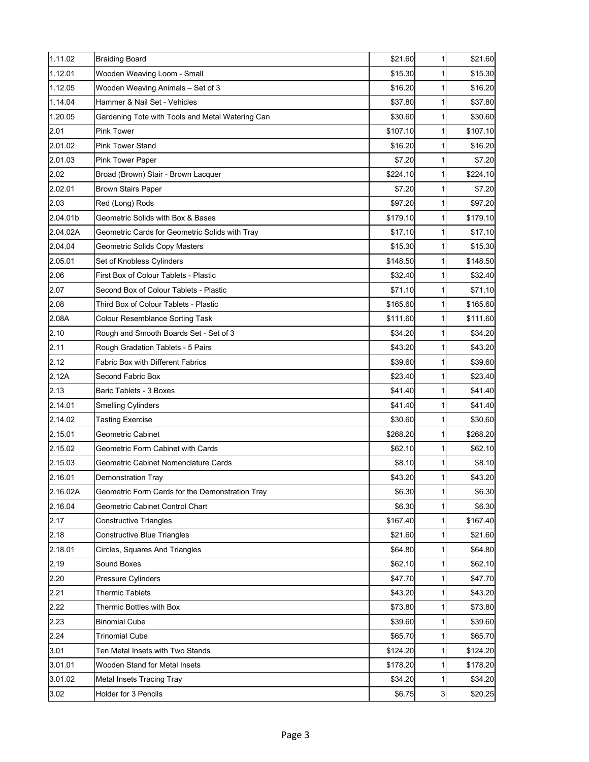| 1.11.02 | Braiding Board | $21.60 | 1 | $21.60 |
|---|---|---|---|---|
| 1.12.01 | Wooden Weaving Loom - Small | $15.30 | 1 | $15.30 |
| 1.12.05 | Wooden Weaving Animals – Set of 3 | $16.20 | 1 | $16.20 |
| 1.14.04 | Hammer & Nail Set - Vehicles | $37.80 | 1 | $37.80 |
| 1.20.05 | Gardening Tote with Tools and Metal Watering Can | $30.60 | 1 | $30.60 |
| 2.01 | Pink Tower | $107.10 | 1 | $107.10 |
| 2.01.02 | Pink Tower Stand | $16.20 | 1 | $16.20 |
| 2.01.03 | Pink Tower Paper | $7.20 | 1 | $7.20 |
| 2.02 | Broad (Brown) Stair - Brown Lacquer | $224.10 | 1 | $224.10 |
| 2.02.01 | Brown Stairs Paper | $7.20 | 1 | $7.20 |
| 2.03 | Red (Long) Rods | $97.20 | 1 | $97.20 |
| 2.04.01b | Geometric Solids with Box & Bases | $179.10 | 1 | $179.10 |
| 2.04.02A | Geometric Cards for Geometric Solids with Tray | $17.10 | 1 | $17.10 |
| 2.04.04 | Geometric Solids Copy Masters | $15.30 | 1 | $15.30 |
| 2.05.01 | Set of Knobless Cylinders | $148.50 | 1 | $148.50 |
| 2.06 | First Box of Colour Tablets - Plastic | $32.40 | 1 | $32.40 |
| 2.07 | Second Box of Colour Tablets - Plastic | $71.10 | 1 | $71.10 |
| 2.08 | Third Box of Colour Tablets - Plastic | $165.60 | 1 | $165.60 |
| 2.08A | Colour Resemblance Sorting Task | $111.60 | 1 | $111.60 |
| 2.10 | Rough and Smooth Boards Set - Set of 3 | $34.20 | 1 | $34.20 |
| 2.11 | Rough Gradation Tablets - 5 Pairs | $43.20 | 1 | $43.20 |
| 2.12 | Fabric Box with Different Fabrics | $39.60 | 1 | $39.60 |
| 2.12A | Second Fabric Box | $23.40 | 1 | $23.40 |
| 2.13 | Baric Tablets - 3 Boxes | $41.40 | 1 | $41.40 |
| 2.14.01 | Smelling Cylinders | $41.40 | 1 | $41.40 |
| 2.14.02 | Tasting Exercise | $30.60 | 1 | $30.60 |
| 2.15.01 | Geometric Cabinet | $268.20 | 1 | $268.20 |
| 2.15.02 | Geometric Form Cabinet with Cards | $62.10 | 1 | $62.10 |
| 2.15.03 | Geometric Cabinet Nomenclature Cards | $8.10 | 1 | $8.10 |
| 2.16.01 | Demonstration Tray | $43.20 | 1 | $43.20 |
| 2.16.02A | Geometric Form Cards for the Demonstration Tray | $6.30 | 1 | $6.30 |
| 2.16.04 | Geometric Cabinet Control Chart | $6.30 | 1 | $6.30 |
| 2.17 | Constructive Triangles | $167.40 | 1 | $167.40 |
| 2.18 | Constructive Blue Triangles | $21.60 | 1 | $21.60 |
| 2.18.01 | Circles, Squares And Triangles | $64.80 | 1 | $64.80 |
| 2.19 | Sound Boxes | $62.10 | 1 | $62.10 |
| 2.20 | Pressure Cylinders | $47.70 | 1 | $47.70 |
| 2.21 | Thermic Tablets | $43.20 | 1 | $43.20 |
| 2.22 | Thermic Bottles with Box | $73.80 | 1 | $73.80 |
| 2.23 | Binomial Cube | $39.60 | 1 | $39.60 |
| 2.24 | Trinomial Cube | $65.70 | 1 | $65.70 |
| 3.01 | Ten Metal Insets with Two Stands | $124.20 | 1 | $124.20 |
| 3.01.01 | Wooden Stand for Metal Insets | $178.20 | 1 | $178.20 |
| 3.01.02 | Metal Insets Tracing Tray | $34.20 | 1 | $34.20 |
| 3.02 | Holder for 3 Pencils | $6.75 | 3 | $20.25 |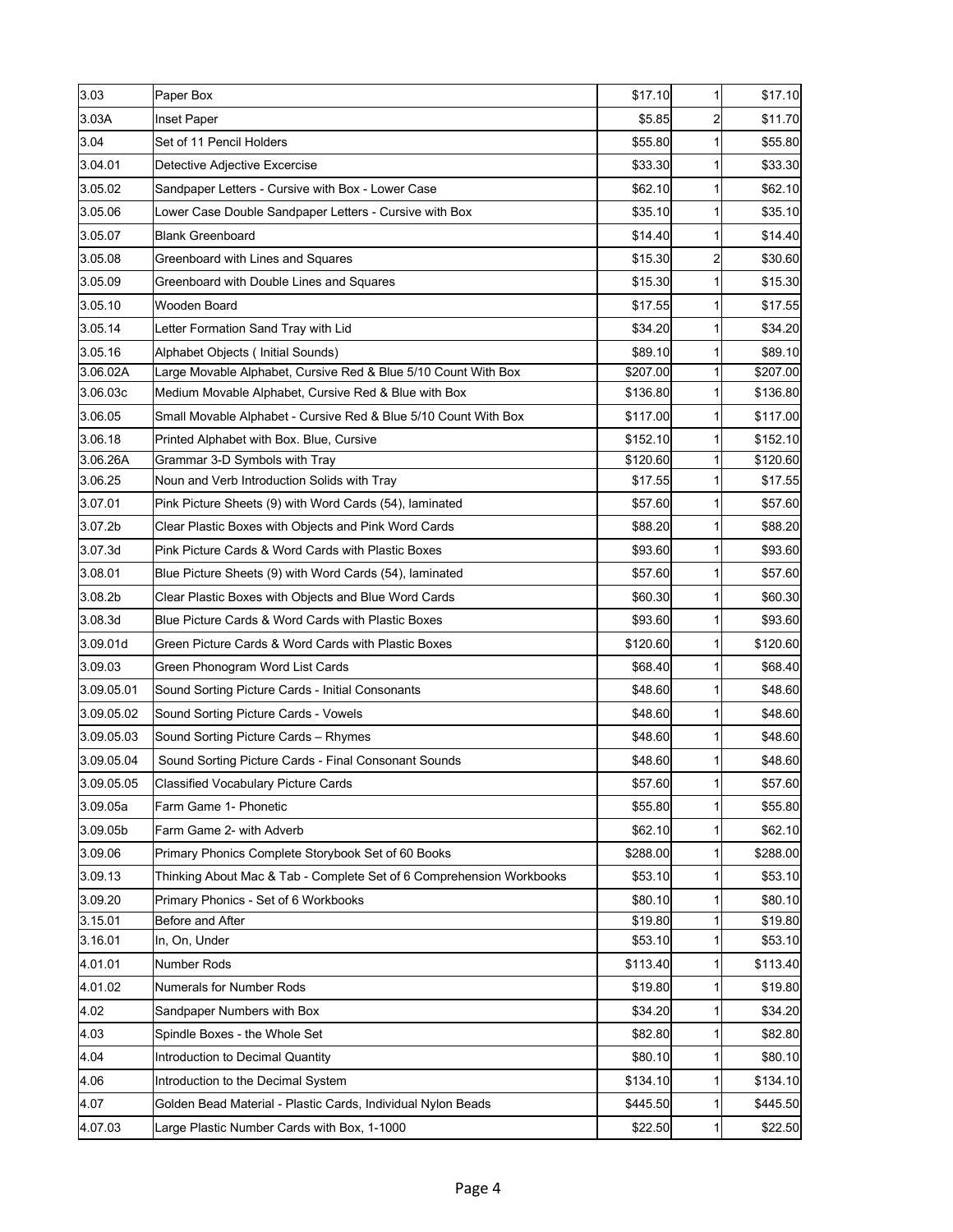| | | | | |
|---|---|---|---|---|
| 3.03 | Paper Box | $17.10 | 1 | $17.10 |
| 3.03A | Inset Paper | $5.85 | 2 | $11.70 |
| 3.04 | Set of 11 Pencil Holders | $55.80 | 1 | $55.80 |
| 3.04.01 | Detective Adjective Excercise | $33.30 | 1 | $33.30 |
| 3.05.02 | Sandpaper Letters - Cursive with Box - Lower Case | $62.10 | 1 | $62.10 |
| 3.05.06 | Lower Case Double Sandpaper Letters - Cursive with Box | $35.10 | 1 | $35.10 |
| 3.05.07 | Blank Greenboard | $14.40 | 1 | $14.40 |
| 3.05.08 | Greenboard with Lines and Squares | $15.30 | 2 | $30.60 |
| 3.05.09 | Greenboard with Double Lines and Squares | $15.30 | 1 | $15.30 |
| 3.05.10 | Wooden Board | $17.55 | 1 | $17.55 |
| 3.05.14 | Letter Formation Sand Tray with Lid | $34.20 | 1 | $34.20 |
| 3.05.16 | Alphabet Objects ( Initial Sounds) | $89.10 | 1 | $89.10 |
| 3.06.02A | Large Movable Alphabet, Cursive Red & Blue 5/10 Count With Box | $207.00 | 1 | $207.00 |
| 3.06.03c | Medium Movable Alphabet, Cursive Red & Blue with Box | $136.80 | 1 | $136.80 |
| 3.06.05 | Small Movable Alphabet - Cursive Red & Blue 5/10 Count With Box | $117.00 | 1 | $117.00 |
| 3.06.18 | Printed Alphabet with Box. Blue, Cursive | $152.10 | 1 | $152.10 |
| 3.06.26A | Grammar 3-D Symbols with Tray | $120.60 | 1 | $120.60 |
| 3.06.25 | Noun and Verb Introduction Solids with Tray | $17.55 | 1 | $17.55 |
| 3.07.01 | Pink Picture Sheets (9) with Word Cards (54), laminated | $57.60 | 1 | $57.60 |
| 3.07.2b | Clear Plastic Boxes with Objects and Pink Word Cards | $88.20 | 1 | $88.20 |
| 3.07.3d | Pink Picture Cards & Word Cards with Plastic Boxes | $93.60 | 1 | $93.60 |
| 3.08.01 | Blue Picture Sheets (9) with Word Cards (54), laminated | $57.60 | 1 | $57.60 |
| 3.08.2b | Clear Plastic Boxes with Objects and Blue Word Cards | $60.30 | 1 | $60.30 |
| 3.08.3d | Blue Picture Cards & Word Cards with Plastic Boxes | $93.60 | 1 | $93.60 |
| 3.09.01d | Green Picture Cards & Word Cards with Plastic Boxes | $120.60 | 1 | $120.60 |
| 3.09.03 | Green Phonogram Word List Cards | $68.40 | 1 | $68.40 |
| 3.09.05.01 | Sound Sorting Picture Cards - Initial Consonants | $48.60 | 1 | $48.60 |
| 3.09.05.02 | Sound Sorting Picture Cards - Vowels | $48.60 | 1 | $48.60 |
| 3.09.05.03 | Sound Sorting Picture Cards – Rhymes | $48.60 | 1 | $48.60 |
| 3.09.05.04 | Sound Sorting Picture Cards - Final Consonant Sounds | $48.60 | 1 | $48.60 |
| 3.09.05.05 | Classified Vocabulary Picture Cards | $57.60 | 1 | $57.60 |
| 3.09.05a | Farm Game 1- Phonetic | $55.80 | 1 | $55.80 |
| 3.09.05b | Farm Game 2- with Adverb | $62.10 | 1 | $62.10 |
| 3.09.06 | Primary Phonics Complete Storybook Set of 60 Books | $288.00 | 1 | $288.00 |
| 3.09.13 | Thinking About Mac & Tab - Complete Set of 6 Comprehension Workbooks | $53.10 | 1 | $53.10 |
| 3.09.20 | Primary Phonics - Set of 6 Workbooks | $80.10 | 1 | $80.10 |
| 3.15.01 | Before and After | $19.80 | 1 | $19.80 |
| 3.16.01 | In, On, Under | $53.10 | 1 | $53.10 |
| 4.01.01 | Number Rods | $113.40 | 1 | $113.40 |
| 4.01.02 | Numerals for Number Rods | $19.80 | 1 | $19.80 |
| 4.02 | Sandpaper Numbers with Box | $34.20 | 1 | $34.20 |
| 4.03 | Spindle Boxes - the Whole Set | $82.80 | 1 | $82.80 |
| 4.04 | Introduction to Decimal Quantity | $80.10 | 1 | $80.10 |
| 4.06 | Introduction to the Decimal System | $134.10 | 1 | $134.10 |
| 4.07 | Golden Bead Material - Plastic Cards, Individual Nylon Beads | $445.50 | 1 | $445.50 |
| 4.07.03 | Large Plastic Number Cards with Box, 1-1000 | $22.50 | 1 | $22.50 |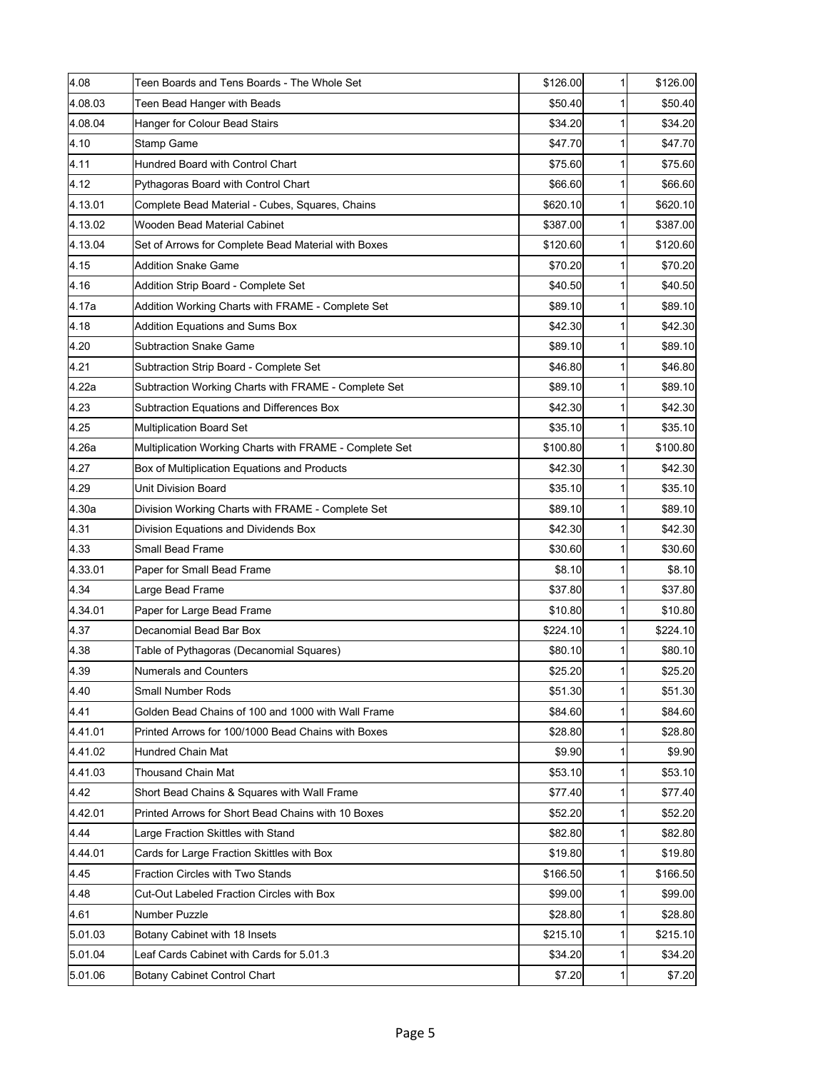| 4.08 | Teen Boards and Tens Boards - The Whole Set | $126.00 | 1 | $126.00 |
|---|---|---|---|---|
| 4.08.03 | Teen Bead Hanger with Beads | $50.40 | 1 | $50.40 |
| 4.08.04 | Hanger for Colour Bead Stairs | $34.20 | 1 | $34.20 |
| 4.10 | Stamp Game | $47.70 | 1 | $47.70 |
| 4.11 | Hundred Board with Control Chart | $75.60 | 1 | $75.60 |
| 4.12 | Pythagoras Board with Control Chart | $66.60 | 1 | $66.60 |
| 4.13.01 | Complete Bead Material - Cubes, Squares, Chains | $620.10 | 1 | $620.10 |
| 4.13.02 | Wooden Bead Material Cabinet | $387.00 | 1 | $387.00 |
| 4.13.04 | Set of Arrows for Complete Bead Material with Boxes | $120.60 | 1 | $120.60 |
| 4.15 | Addition Snake Game | $70.20 | 1 | $70.20 |
| 4.16 | Addition Strip Board - Complete Set | $40.50 | 1 | $40.50 |
| 4.17a | Addition Working Charts with FRAME - Complete Set | $89.10 | 1 | $89.10 |
| 4.18 | Addition Equations and Sums Box | $42.30 | 1 | $42.30 |
| 4.20 | Subtraction Snake Game | $89.10 | 1 | $89.10 |
| 4.21 | Subtraction Strip Board - Complete Set | $46.80 | 1 | $46.80 |
| 4.22a | Subtraction Working Charts with FRAME - Complete Set | $89.10 | 1 | $89.10 |
| 4.23 | Subtraction Equations and Differences Box | $42.30 | 1 | $42.30 |
| 4.25 | Multiplication Board Set | $35.10 | 1 | $35.10 |
| 4.26a | Multiplication Working Charts with FRAME - Complete Set | $100.80 | 1 | $100.80 |
| 4.27 | Box of Multiplication Equations and Products | $42.30 | 1 | $42.30 |
| 4.29 | Unit Division Board | $35.10 | 1 | $35.10 |
| 4.30a | Division Working Charts with FRAME - Complete Set | $89.10 | 1 | $89.10 |
| 4.31 | Division Equations and Dividends Box | $42.30 | 1 | $42.30 |
| 4.33 | Small Bead Frame | $30.60 | 1 | $30.60 |
| 4.33.01 | Paper for Small Bead Frame | $8.10 | 1 | $8.10 |
| 4.34 | Large Bead Frame | $37.80 | 1 | $37.80 |
| 4.34.01 | Paper for Large Bead Frame | $10.80 | 1 | $10.80 |
| 4.37 | Decanomial Bead Bar Box | $224.10 | 1 | $224.10 |
| 4.38 | Table of Pythagoras (Decanomial Squares) | $80.10 | 1 | $80.10 |
| 4.39 | Numerals and Counters | $25.20 | 1 | $25.20 |
| 4.40 | Small Number Rods | $51.30 | 1 | $51.30 |
| 4.41 | Golden Bead Chains of 100 and 1000 with Wall Frame | $84.60 | 1 | $84.60 |
| 4.41.01 | Printed Arrows for 100/1000 Bead Chains with Boxes | $28.80 | 1 | $28.80 |
| 4.41.02 | Hundred Chain Mat | $9.90 | 1 | $9.90 |
| 4.41.03 | Thousand Chain Mat | $53.10 | 1 | $53.10 |
| 4.42 | Short Bead Chains & Squares with Wall Frame | $77.40 | 1 | $77.40 |
| 4.42.01 | Printed Arrows for Short Bead Chains with 10 Boxes | $52.20 | 1 | $52.20 |
| 4.44 | Large Fraction Skittles with Stand | $82.80 | 1 | $82.80 |
| 4.44.01 | Cards for Large Fraction Skittles with Box | $19.80 | 1 | $19.80 |
| 4.45 | Fraction Circles with Two Stands | $166.50 | 1 | $166.50 |
| 4.48 | Cut-Out Labeled Fraction Circles with Box | $99.00 | 1 | $99.00 |
| 4.61 | Number Puzzle | $28.80 | 1 | $28.80 |
| 5.01.03 | Botany Cabinet with 18 Insets | $215.10 | 1 | $215.10 |
| 5.01.04 | Leaf Cards Cabinet with Cards for 5.01.3 | $34.20 | 1 | $34.20 |
| 5.01.06 | Botany Cabinet Control Chart | $7.20 | 1 | $7.20 |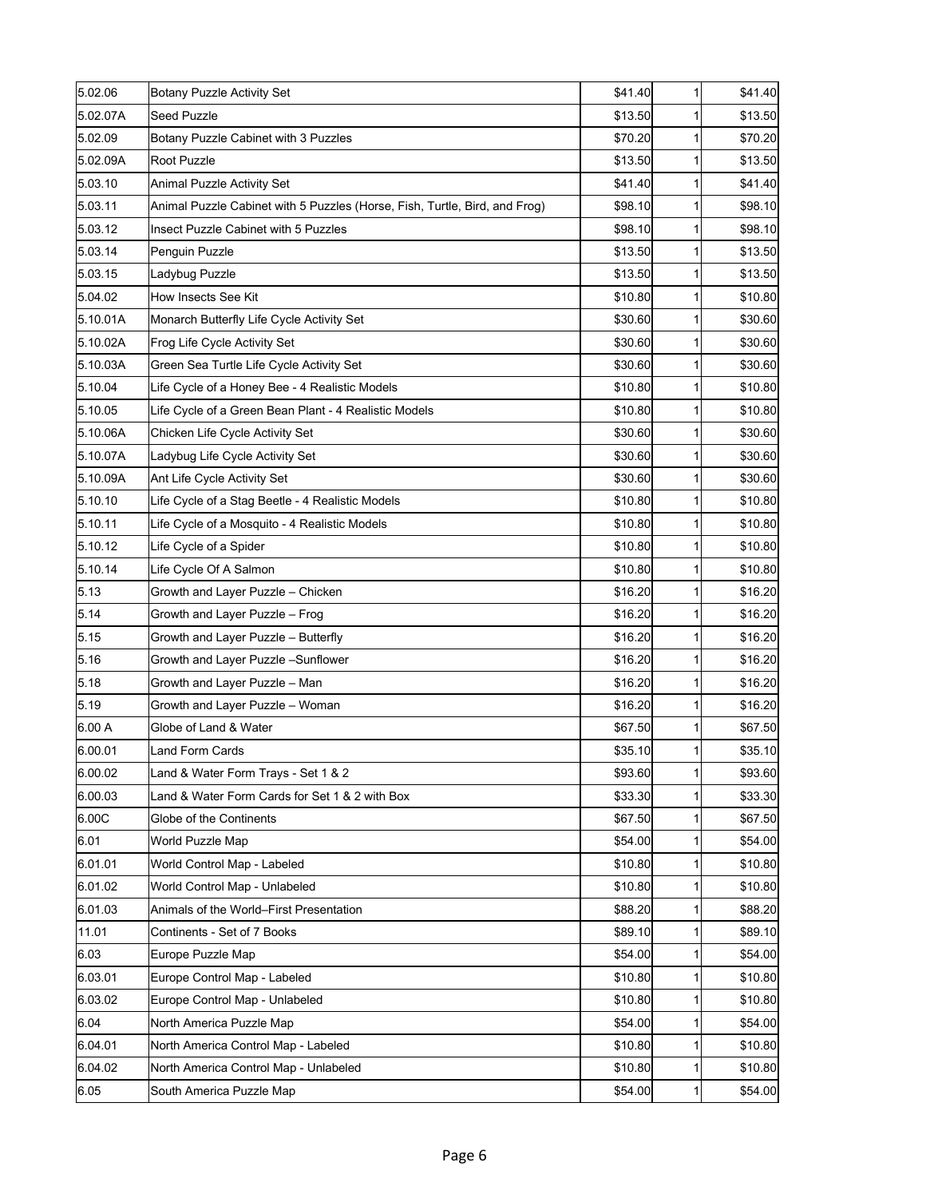| | | | | |
|---|---|---|---|---|
| 5.02.06 | Botany Puzzle Activity Set | $41.40 | 1 | $41.40 |
| 5.02.07A | Seed Puzzle | $13.50 | 1 | $13.50 |
| 5.02.09 | Botany Puzzle Cabinet with 3 Puzzles | $70.20 | 1 | $70.20 |
| 5.02.09A | Root Puzzle | $13.50 | 1 | $13.50 |
| 5.03.10 | Animal Puzzle Activity Set | $41.40 | 1 | $41.40 |
| 5.03.11 | Animal Puzzle Cabinet with 5 Puzzles (Horse, Fish, Turtle, Bird, and Frog) | $98.10 | 1 | $98.10 |
| 5.03.12 | Insect Puzzle Cabinet with 5 Puzzles | $98.10 | 1 | $98.10 |
| 5.03.14 | Penguin Puzzle | $13.50 | 1 | $13.50 |
| 5.03.15 | Ladybug Puzzle | $13.50 | 1 | $13.50 |
| 5.04.02 | How Insects See Kit | $10.80 | 1 | $10.80 |
| 5.10.01A | Monarch Butterfly Life Cycle Activity Set | $30.60 | 1 | $30.60 |
| 5.10.02A | Frog Life Cycle Activity Set | $30.60 | 1 | $30.60 |
| 5.10.03A | Green Sea Turtle Life Cycle Activity Set | $30.60 | 1 | $30.60 |
| 5.10.04 | Life Cycle of a Honey Bee - 4 Realistic Models | $10.80 | 1 | $10.80 |
| 5.10.05 | Life Cycle of a Green Bean Plant - 4 Realistic Models | $10.80 | 1 | $10.80 |
| 5.10.06A | Chicken Life Cycle Activity Set | $30.60 | 1 | $30.60 |
| 5.10.07A | Ladybug Life Cycle Activity Set | $30.60 | 1 | $30.60 |
| 5.10.09A | Ant Life Cycle Activity Set | $30.60 | 1 | $30.60 |
| 5.10.10 | Life Cycle of a Stag Beetle - 4 Realistic Models | $10.80 | 1 | $10.80 |
| 5.10.11 | Life Cycle of a Mosquito - 4 Realistic Models | $10.80 | 1 | $10.80 |
| 5.10.12 | Life Cycle of a Spider | $10.80 | 1 | $10.80 |
| 5.10.14 | Life Cycle Of A Salmon | $10.80 | 1 | $10.80 |
| 5.13 | Growth and Layer Puzzle – Chicken | $16.20 | 1 | $16.20 |
| 5.14 | Growth and Layer Puzzle – Frog | $16.20 | 1 | $16.20 |
| 5.15 | Growth and Layer Puzzle – Butterfly | $16.20 | 1 | $16.20 |
| 5.16 | Growth and Layer Puzzle –Sunflower | $16.20 | 1 | $16.20 |
| 5.18 | Growth and Layer Puzzle – Man | $16.20 | 1 | $16.20 |
| 5.19 | Growth and Layer Puzzle – Woman | $16.20 | 1 | $16.20 |
| 6.00 A | Globe of Land & Water | $67.50 | 1 | $67.50 |
| 6.00.01 | Land Form Cards | $35.10 | 1 | $35.10 |
| 6.00.02 | Land & Water Form Trays - Set 1 & 2 | $93.60 | 1 | $93.60 |
| 6.00.03 | Land & Water Form Cards for Set 1 & 2 with Box | $33.30 | 1 | $33.30 |
| 6.00C | Globe of the Continents | $67.50 | 1 | $67.50 |
| 6.01 | World Puzzle Map | $54.00 | 1 | $54.00 |
| 6.01.01 | World Control Map - Labeled | $10.80 | 1 | $10.80 |
| 6.01.02 | World Control Map - Unlabeled | $10.80 | 1 | $10.80 |
| 6.01.03 | Animals of the World–First Presentation | $88.20 | 1 | $88.20 |
| 11.01 | Continents - Set of 7 Books | $89.10 | 1 | $89.10 |
| 6.03 | Europe Puzzle Map | $54.00 | 1 | $54.00 |
| 6.03.01 | Europe Control Map - Labeled | $10.80 | 1 | $10.80 |
| 6.03.02 | Europe Control Map - Unlabeled | $10.80 | 1 | $10.80 |
| 6.04 | North America Puzzle Map | $54.00 | 1 | $54.00 |
| 6.04.01 | North America Control Map - Labeled | $10.80 | 1 | $10.80 |
| 6.04.02 | North America Control Map - Unlabeled | $10.80 | 1 | $10.80 |
| 6.05 | South America Puzzle Map | $54.00 | 1 | $54.00 |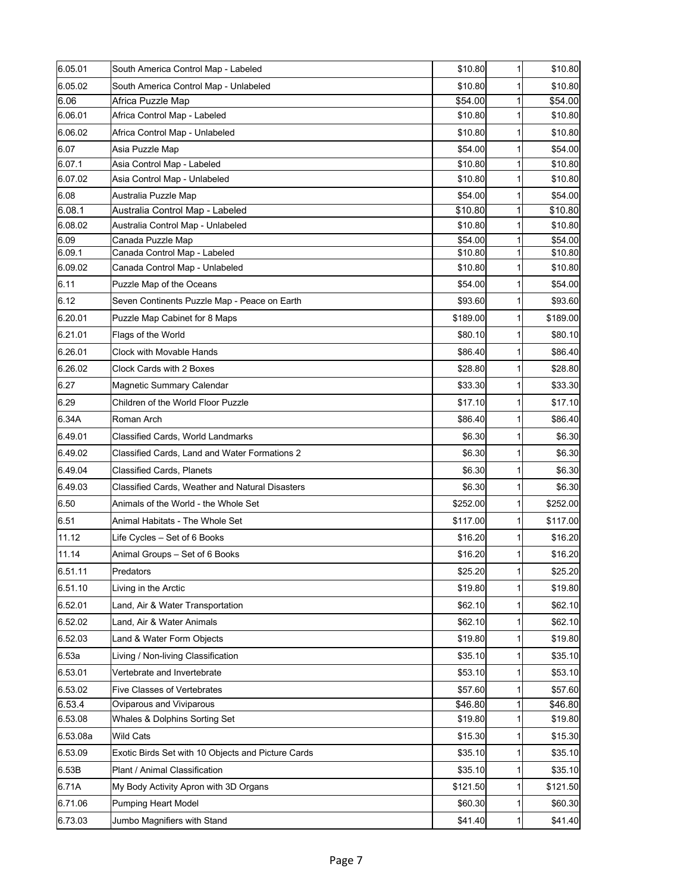| | | | | |
|---|---|---|---|---|
| 6.05.01 | South America Control Map - Labeled | $10.80 | 1 | $10.80 |
| 6.05.02 | South America Control Map - Unlabeled | $10.80 | 1 | $10.80 |
| 6.06 | Africa Puzzle Map | $54.00 | 1 | $54.00 |
| 6.06.01 | Africa Control Map - Labeled | $10.80 | 1 | $10.80 |
| 6.06.02 | Africa Control Map - Unlabeled | $10.80 | 1 | $10.80 |
| 6.07 | Asia Puzzle Map | $54.00 | 1 | $54.00 |
| 6.07.1 | Asia Control Map - Labeled | $10.80 | 1 | $10.80 |
| 6.07.02 | Asia Control Map - Unlabeled | $10.80 | 1 | $10.80 |
| 6.08 | Australia Puzzle Map | $54.00 | 1 | $54.00 |
| 6.08.1 | Australia Control Map - Labeled | $10.80 | 1 | $10.80 |
| 6.08.02 | Australia Control Map - Unlabeled | $10.80 | 1 | $10.80 |
| 6.09 | Canada Puzzle Map | $54.00 | 1 | $54.00 |
| 6.09.1 | Canada Control Map - Labeled | $10.80 | 1 | $10.80 |
| 6.09.02 | Canada Control Map - Unlabeled | $10.80 | 1 | $10.80 |
| 6.11 | Puzzle Map of the Oceans | $54.00 | 1 | $54.00 |
| 6.12 | Seven Continents Puzzle Map - Peace on Earth | $93.60 | 1 | $93.60 |
| 6.20.01 | Puzzle Map Cabinet for 8 Maps | $189.00 | 1 | $189.00 |
| 6.21.01 | Flags of the World | $80.10 | 1 | $80.10 |
| 6.26.01 | Clock with Movable Hands | $86.40 | 1 | $86.40 |
| 6.26.02 | Clock Cards with 2 Boxes | $28.80 | 1 | $28.80 |
| 6.27 | Magnetic Summary Calendar | $33.30 | 1 | $33.30 |
| 6.29 | Children of the World Floor Puzzle | $17.10 | 1 | $17.10 |
| 6.34A | Roman Arch | $86.40 | 1 | $86.40 |
| 6.49.01 | Classified Cards, World Landmarks | $6.30 | 1 | $6.30 |
| 6.49.02 | Classified Cards, Land and Water Formations 2 | $6.30 | 1 | $6.30 |
| 6.49.04 | Classified Cards, Planets | $6.30 | 1 | $6.30 |
| 6.49.03 | Classified Cards, Weather and Natural Disasters | $6.30 | 1 | $6.30 |
| 6.50 | Animals of the World - the Whole Set | $252.00 | 1 | $252.00 |
| 6.51 | Animal Habitats - The Whole Set | $117.00 | 1 | $117.00 |
| 11.12 | Life Cycles – Set of 6 Books | $16.20 | 1 | $16.20 |
| 11.14 | Animal Groups – Set of 6 Books | $16.20 | 1 | $16.20 |
| 6.51.11 | Predators | $25.20 | 1 | $25.20 |
| 6.51.10 | Living in the Arctic | $19.80 | 1 | $19.80 |
| 6.52.01 | Land, Air & Water Transportation | $62.10 | 1 | $62.10 |
| 6.52.02 | Land, Air & Water Animals | $62.10 | 1 | $62.10 |
| 6.52.03 | Land & Water Form Objects | $19.80 | 1 | $19.80 |
| 6.53a | Living / Non-living Classification | $35.10 | 1 | $35.10 |
| 6.53.01 | Vertebrate and Invertebrate | $53.10 | 1 | $53.10 |
| 6.53.02 | Five Classes of Vertebrates | $57.60 | 1 | $57.60 |
| 6.53.4 | Oviparous and Viviparous | $46.80 | 1 | $46.80 |
| 6.53.08 | Whales & Dolphins Sorting Set | $19.80 | 1 | $19.80 |
| 6.53.08a | Wild Cats | $15.30 | 1 | $15.30 |
| 6.53.09 | Exotic Birds Set with 10 Objects and Picture Cards | $35.10 | 1 | $35.10 |
| 6.53B | Plant / Animal Classification | $35.10 | 1 | $35.10 |
| 6.71A | My Body Activity Apron with 3D Organs | $121.50 | 1 | $121.50 |
| 6.71.06 | Pumping Heart Model | $60.30 | 1 | $60.30 |
| 6.73.03 | Jumbo Magnifiers with Stand | $41.40 | 1 | $41.40 |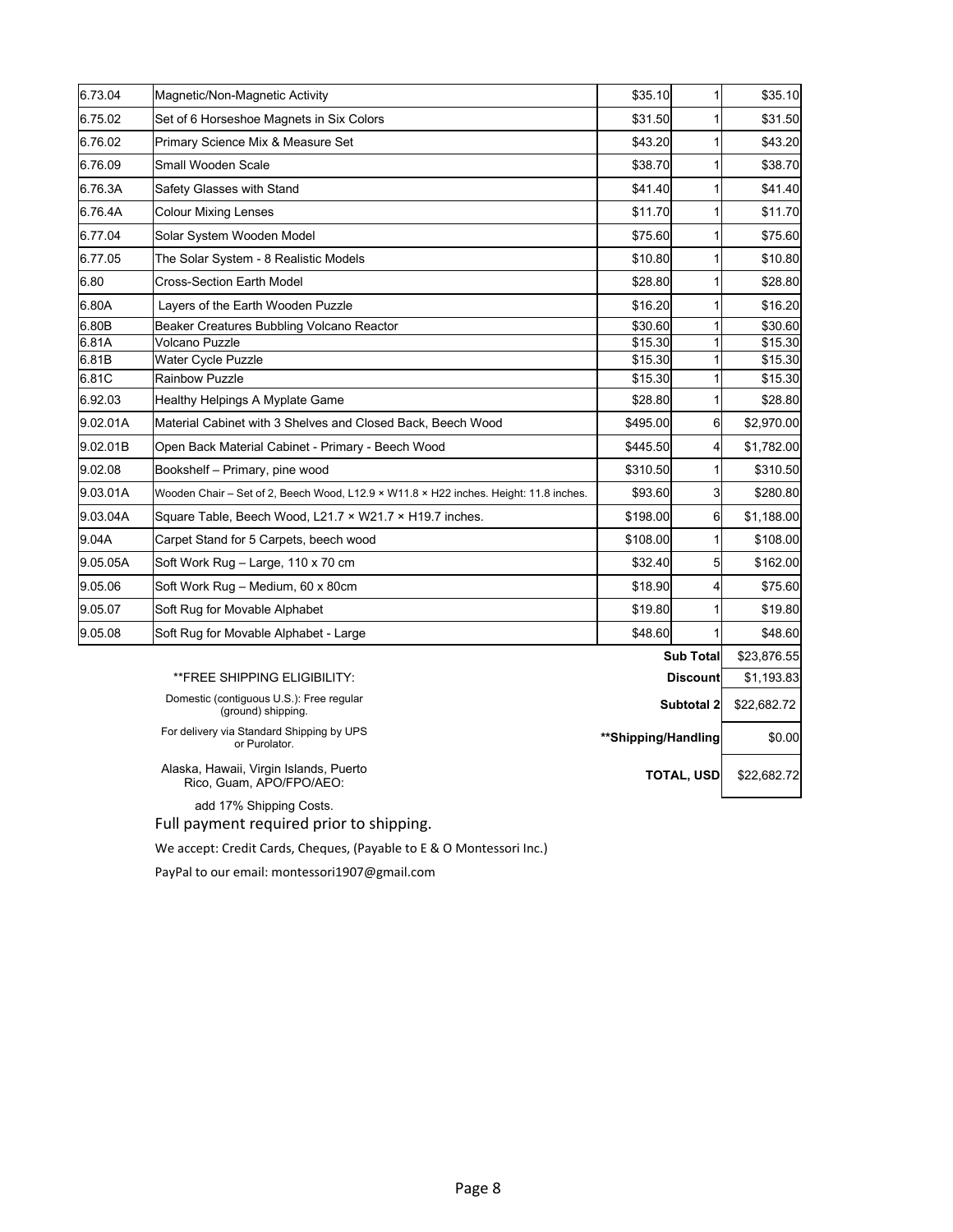| | | | | |
|---|---|---|---|---|
| 6.73.04 | Magnetic/Non-Magnetic Activity | $35.10 | 1 | $35.10 |
| 6.75.02 | Set of 6 Horseshoe Magnets in Six Colors | $31.50 | 1 | $31.50 |
| 6.76.02 | Primary Science Mix & Measure Set | $43.20 | 1 | $43.20 |
| 6.76.09 | Small Wooden Scale | $38.70 | 1 | $38.70 |
| 6.76.3A | Safety Glasses with Stand | $41.40 | 1 | $41.40 |
| 6.76.4A | Colour Mixing Lenses | $11.70 | 1 | $11.70 |
| 6.77.04 | Solar System Wooden Model | $75.60 | 1 | $75.60 |
| 6.77.05 | The Solar System - 8 Realistic Models | $10.80 | 1 | $10.80 |
| 6.80 | Cross-Section Earth Model | $28.80 | 1 | $28.80 |
| 6.80A | Layers of the Earth Wooden Puzzle | $16.20 | 1 | $16.20 |
| 6.80B | Beaker Creatures Bubbling Volcano Reactor | $30.60 | 1 | $30.60 |
| 6.81A | Volcano Puzzle | $15.30 | 1 | $15.30 |
| 6.81B | Water Cycle Puzzle | $15.30 | 1 | $15.30 |
| 6.81C | Rainbow Puzzle | $15.30 | 1 | $15.30 |
| 6.92.03 | Healthy Helpings A Myplate Game | $28.80 | 1 | $28.80 |
| 9.02.01A | Material Cabinet with 3 Shelves and Closed Back, Beech Wood | $495.00 | 6 | $2,970.00 |
| 9.02.01B | Open Back Material Cabinet - Primary - Beech Wood | $445.50 | 4 | $1,782.00 |
| 9.02.08 | Bookshelf – Primary, pine wood | $310.50 | 1 | $310.50 |
| 9.03.01A | Wooden Chair – Set of 2, Beech Wood, L12.9 × W11.8 × H22 inches. Height: 11.8 inches. | $93.60 | 3 | $280.80 |
| 9.03.04A | Square Table, Beech Wood, L21.7 × W21.7 × H19.7 inches. | $198.00 | 6 | $1,188.00 |
| 9.04A | Carpet Stand for 5 Carpets, beech wood | $108.00 | 1 | $108.00 |
| 9.05.05A | Soft Work Rug – Large, 110 x 70 cm | $32.40 | 5 | $162.00 |
| 9.05.06 | Soft Work Rug – Medium, 60 x 80cm | $18.90 | 4 | $75.60 |
| 9.05.07 | Soft Rug for Movable Alphabet | $19.80 | 1 | $19.80 |
| 9.05.08 | Soft Rug for Movable Alphabet - Large | $48.60 | 1 | $48.60 |
| | | | **Sub Total** | $23,876.55 |
| | | | **Discount** | $1,193.83 |
| | | | **Subtotal 2** | $22,682.72 |
| | | | **\*\*Shipping/Handling** | $0.00 |
| | | | **TOTAL, USD** | $22,682.72 |

**FREE SHIPPING ELIGIBILITY:

Domestic (contiguous U.S.): Free regular (ground) shipping.

For delivery via Standard Shipping by UPS or Purolator.

Alaska, Hawaii, Virgin Islands, Puerto Rico, Guam, APO/FPO/AEO:

add 17% Shipping Costs.

Full payment required prior to shipping.

We accept: Credit Cards, Cheques, (Payable to E & O Montessori Inc.)

PayPal to our email: montessori1907@gmail.com